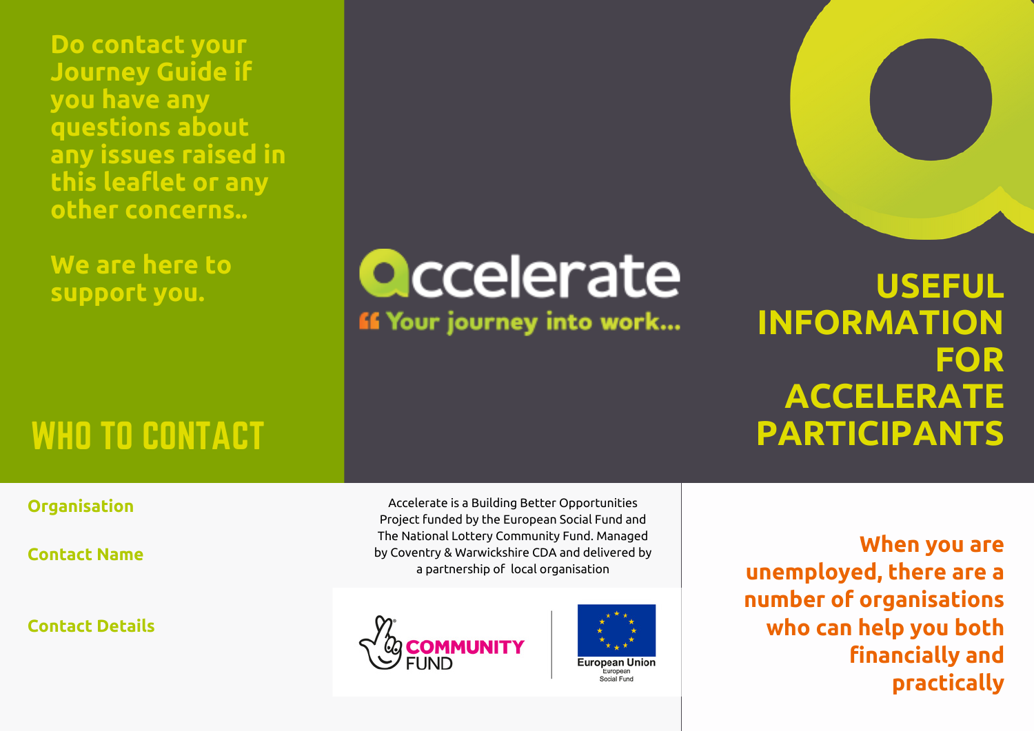Do contact your Journey Guide if you have any questions about any issues raised in this leaflet or any other concerns..

We are here to support you.

## WHO TO CONTACT

**Organisation**

**Contact Name**

**Contact Details**

Accelerate

Your journey into work...

# USEFUL INFORMATION FOR ACCELERATE PARTICIPANTS

Accelerate is a Building Better Opportunities Project funded by the European Social Fund and The National Lottery Community Fund. Managed by Coventry & Warwickshire CDA and delivered by a partnership of local organisation

COMMUNITY FUND

European Union
European Social Fund

**When you are unemployed, there are a number of organisations who can help you both financially and practically**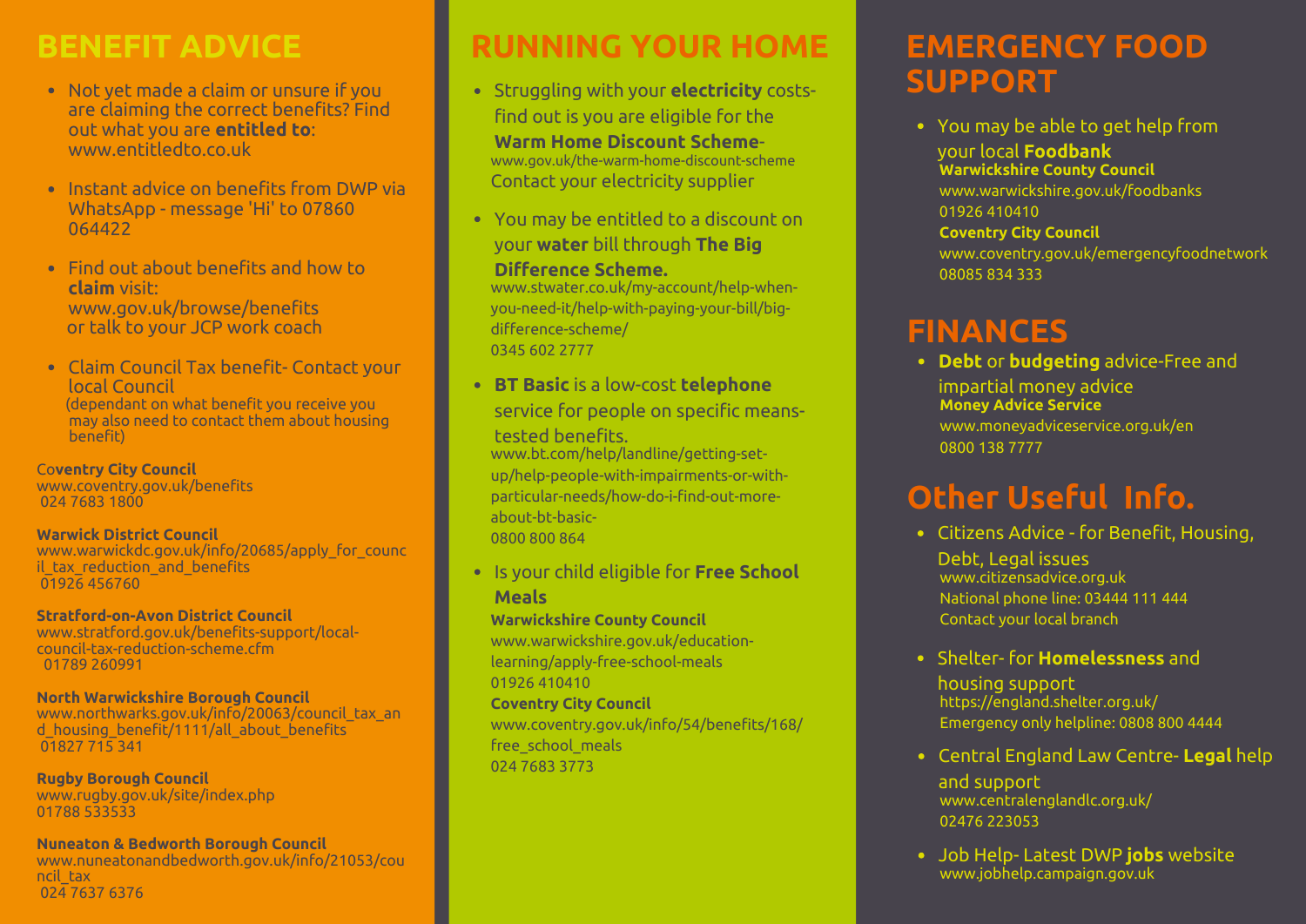# BENEFIT ADVICE

- Not yet made a claim or unsure if you are claiming the correct benefits? Find out what you are **entitled to**: www.entitledto.co.uk
- Instant advice on benefits from DWP via WhatsApp - message 'Hi' to 07860 064422
- Find out about benefits and how to **claim** visit: www.gov.uk/browse/benefits or talk to your JCP work coach
- Claim Council Tax benefit- Contact your local Council (dependant on what benefit you receive you may also need to contact them about housing benefit)

**Coventry City Council**
www.coventry.gov.uk/benefits
024 7683 1800

**Warwick District Council**
www.warwickdc.gov.uk/info/20685/apply_for_council_tax_reduction_and_benefits
01926 456760

**Stratford-on-Avon District Council**
www.stratford.gov.uk/benefits-support/local-council-tax-reduction-scheme.cfm
01789 260991

**North Warwickshire Borough Council**
www.northwarks.gov.uk/info/20063/council_tax_and_housing_benefit/1111/all_about_benefits
01827 715 341

**Rugby Borough Council**
www.rugby.gov.uk/site/index.php
01788 533533

**Nuneaton & Bedworth Borough Council**
www.nuneatonandbedworth.gov.uk/info/21053/council_tax
024 7637 6376

# RUNNING YOUR HOME

- Struggling with your **electricity** costs- find out is you are eligible for the **Warm Home Discount Scheme**-
  www.gov.uk/the-warm-home-discount-scheme
  Contact your electricity supplier
- You may be entitled to a discount on your **water** bill through **The Big Difference Scheme.**
  www.stwater.co.uk/my-account/help-when-you-need-it/help-with-paying-your-bill/big-difference-scheme/
  0345 602 2777
- **BT Basic** is a low-cost **telephone** service for people on specific means-tested benefits.
  www.bt.com/help/landline/getting-set-up/help-people-with-impairments-or-with-particular-needs/how-do-i-find-out-more-about-bt-basic-
  0800 800 864
- Is your child eligible for **Free School Meals**

  **Warwickshire County Council**
  www.warwickshire.gov.uk/education-learning/apply-free-school-meals
  01926 410410

  **Coventry City Council**
  www.coventry.gov.uk/info/54/benefits/168/free_school_meals
  024 7683 3773

# EMERGENCY FOOD SUPPORT

- You may be able to get help from your local **Foodbank**

  **Warwickshire County Council**
  www.warwickshire.gov.uk/foodbanks
  01926 410410

  **Coventry City Council**
  www.coventry.gov.uk/emergencyfoodnetwork
  08085 834 333

# FINANCES

- **Debt** or **budgeting** advice-Free and impartial money advice

  **Money Advice Service**
  www.moneyadviceservice.org.uk/en
  0800 138 7777

# Other Useful Info.

- Citizens Advice - for Benefit, Housing, Debt, Legal issues
  www.citizensadvice.org.uk
  National phone line: 03444 111 444
  Contact your local branch
- Shelter- for **Homelessness** and housing support
  https://england.shelter.org.uk/
  Emergency only helpline: 0808 800 4444
- Central England Law Centre- **Legal** help and support
  www.centralenglandlc.org.uk/
  02476 223053
- Job Help- Latest DWP **jobs** website
  www.jobhelp.campaign.gov.uk